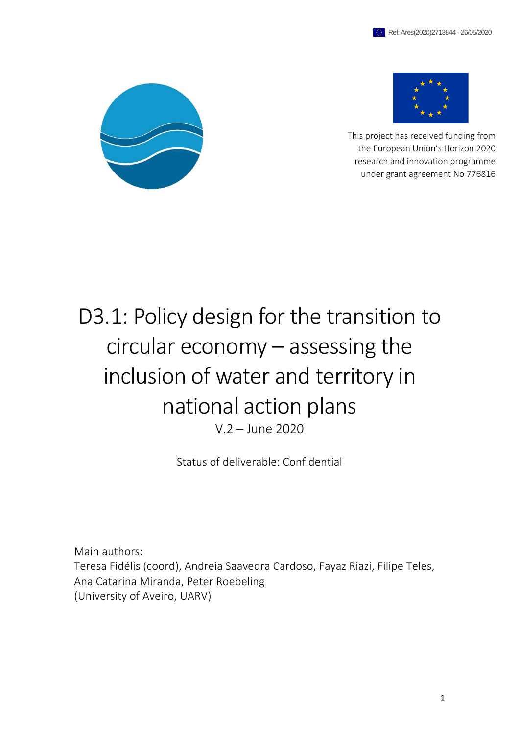Ref. Ares(2020)2713844 - 26/05/2020

This project has received funding from the European Union's Horizon 2020 research and innovation programme under grant agreement No 776816

# D3.1: Policy design for the transition to circular economy – assessing the inclusion of water and territory in national action plans

V.2 – June 2020

Status of deliverable: Confidential

Main authors:
Teresa Fidélis (coord), Andreia Saavedra Cardoso, Fayaz Riazi, Filipe Teles, Ana Catarina Miranda, Peter Roebeling
(University of Aveiro, UARV)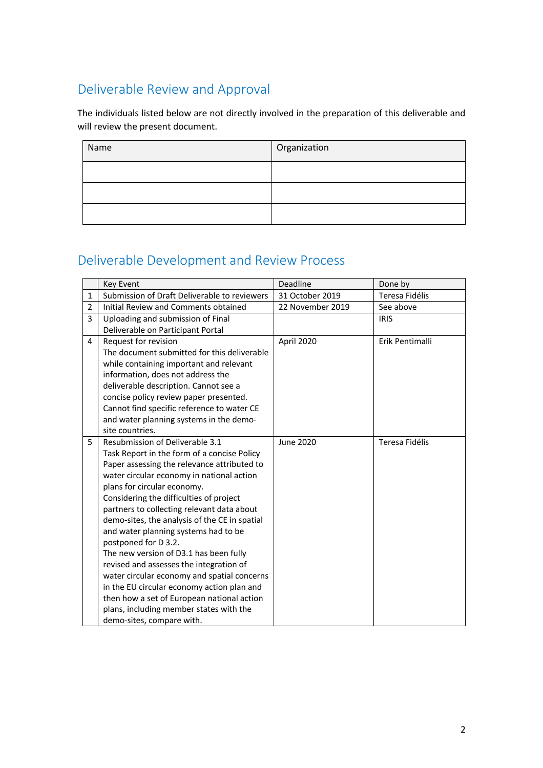## Deliverable Review and Approval

The individuals listed below are not directly involved in the preparation of this deliverable and will review the present document.

| Name | Organization |
|---|---|
| | |
| | |
| | |

## Deliverable Development and Review Process

| | Key Event | Deadline | Done by |
|---|---|---|---|
| 1 | Submission of Draft Deliverable to reviewers | 31 October 2019 | Teresa Fidélis |
| 2 | Initial Review and Comments obtained | 22 November 2019 | See above |
| 3 | Uploading and submission of Final Deliverable on Participant Portal | | IRIS |
| 4 | Request for revision<br>The document submitted for this deliverable while containing important and relevant information, does not address the deliverable description. Cannot see a concise policy review paper presented. Cannot find specific reference to water CE and water planning systems in the demo-site countries. | April 2020 | Erik Pentimalli |
| 5 | Resubmission of Deliverable 3.1<br>Task Report in the form of a concise Policy Paper assessing the relevance attributed to water circular economy in national action plans for circular economy.<br>Considering the difficulties of project partners to collecting relevant data about demo-sites, the analysis of the CE in spatial and water planning systems had to be postponed for D 3.2.<br>The new version of D3.1 has been fully revised and assesses the integration of water circular economy and spatial concerns in the EU circular economy action plan and then how a set of European national action plans, including member states with the demo-sites, compare with. | June 2020 | Teresa Fidélis |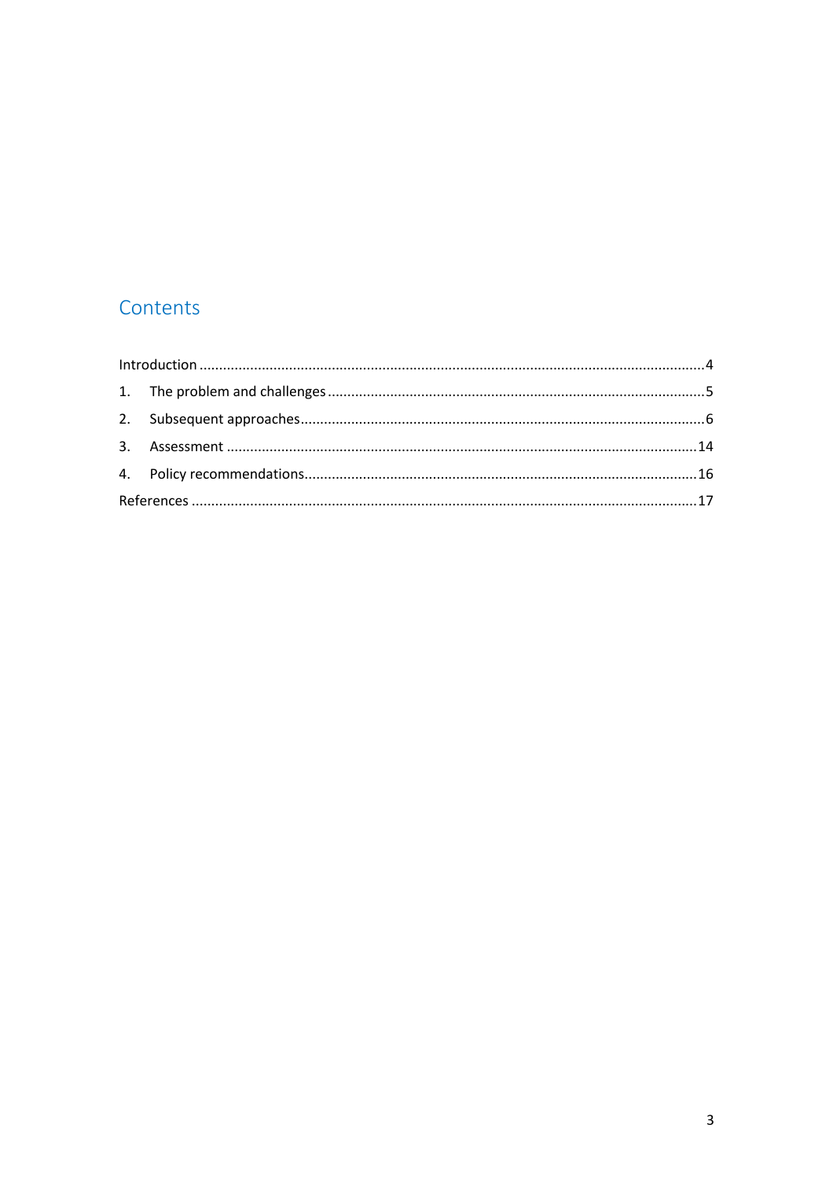# Contents

Introduction ....................................................................................................................................4

1. The problem and challenges ....................................................................................................5
2. Subsequent approaches...........................................................................................................6
3. Assessment ...........................................................................................................................14
4. Policy recommendations........................................................................................................16

References ....................................................................................................................................17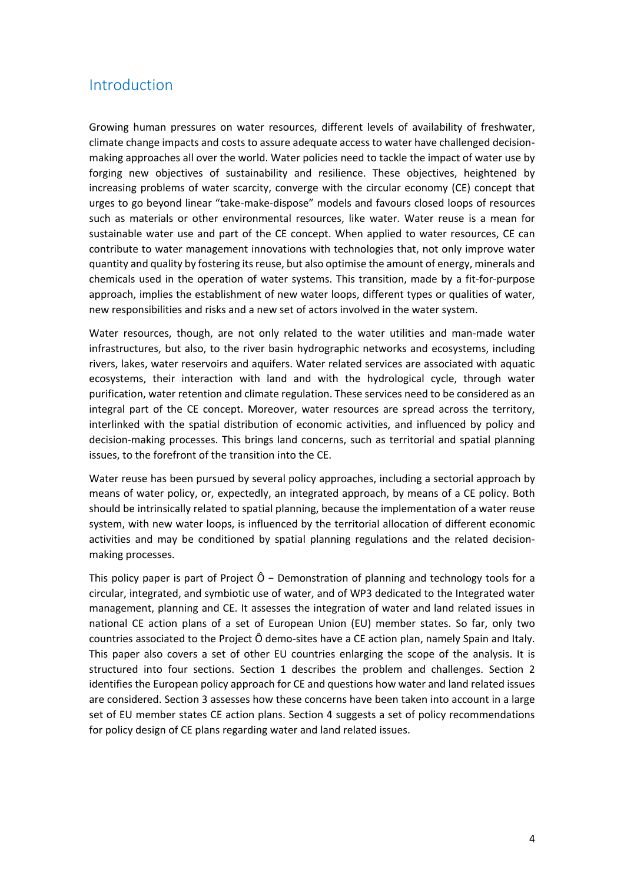## Introduction

Growing human pressures on water resources, different levels of availability of freshwater, climate change impacts and costs to assure adequate access to water have challenged decision-making approaches all over the world. Water policies need to tackle the impact of water use by forging new objectives of sustainability and resilience. These objectives, heightened by increasing problems of water scarcity, converge with the circular economy (CE) concept that urges to go beyond linear "take-make-dispose" models and favours closed loops of resources such as materials or other environmental resources, like water. Water reuse is a mean for sustainable water use and part of the CE concept. When applied to water resources, CE can contribute to water management innovations with technologies that, not only improve water quantity and quality by fostering its reuse, but also optimise the amount of energy, minerals and chemicals used in the operation of water systems. This transition, made by a fit-for-purpose approach, implies the establishment of new water loops, different types or qualities of water, new responsibilities and risks and a new set of actors involved in the water system.

Water resources, though, are not only related to the water utilities and man-made water infrastructures, but also, to the river basin hydrographic networks and ecosystems, including rivers, lakes, water reservoirs and aquifers. Water related services are associated with aquatic ecosystems, their interaction with land and with the hydrological cycle, through water purification, water retention and climate regulation. These services need to be considered as an integral part of the CE concept. Moreover, water resources are spread across the territory, interlinked with the spatial distribution of economic activities, and influenced by policy and decision-making processes. This brings land concerns, such as territorial and spatial planning issues, to the forefront of the transition into the CE.

Water reuse has been pursued by several policy approaches, including a sectorial approach by means of water policy, or, expectedly, an integrated approach, by means of a CE policy. Both should be intrinsically related to spatial planning, because the implementation of a water reuse system, with new water loops, is influenced by the territorial allocation of different economic activities and may be conditioned by spatial planning regulations and the related decision-making processes.

This policy paper is part of Project Ô − Demonstration of planning and technology tools for a circular, integrated, and symbiotic use of water, and of WP3 dedicated to the Integrated water management, planning and CE. It assesses the integration of water and land related issues in national CE action plans of a set of European Union (EU) member states. So far, only two countries associated to the Project Ô demo-sites have a CE action plan, namely Spain and Italy. This paper also covers a set of other EU countries enlarging the scope of the analysis. It is structured into four sections. Section 1 describes the problem and challenges. Section 2 identifies the European policy approach for CE and questions how water and land related issues are considered. Section 3 assesses how these concerns have been taken into account in a large set of EU member states CE action plans. Section 4 suggests a set of policy recommendations for policy design of CE plans regarding water and land related issues.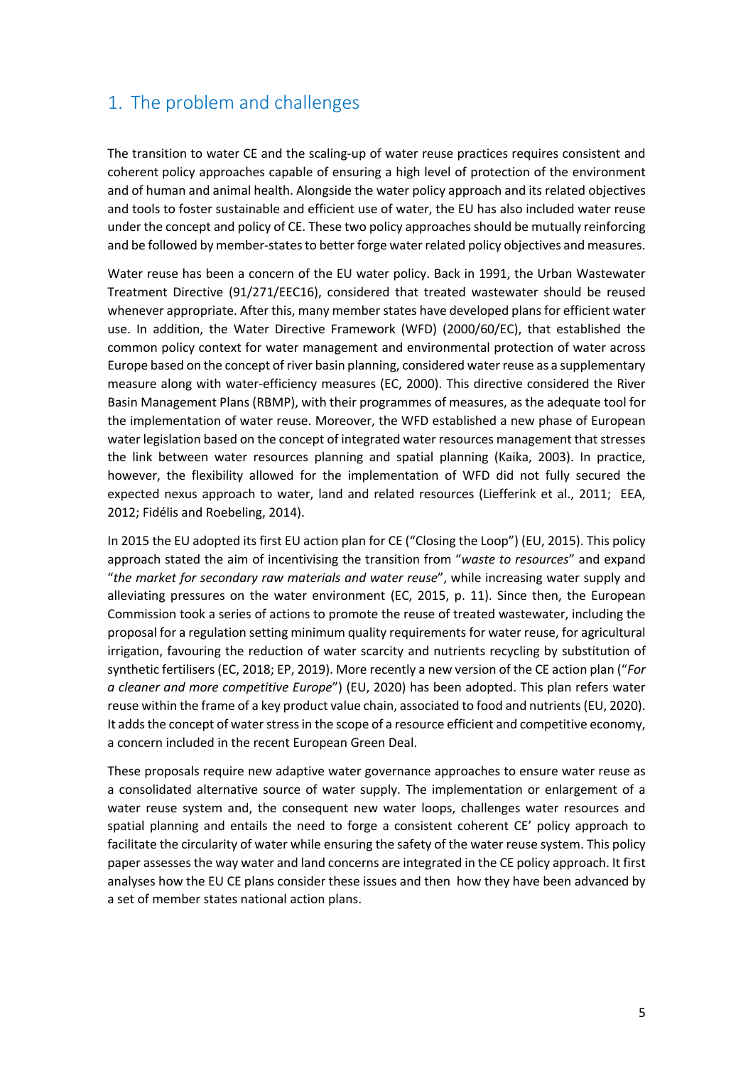## 1. The problem and challenges

The transition to water CE and the scaling-up of water reuse practices requires consistent and coherent policy approaches capable of ensuring a high level of protection of the environment and of human and animal health. Alongside the water policy approach and its related objectives and tools to foster sustainable and efficient use of water, the EU has also included water reuse under the concept and policy of CE. These two policy approaches should be mutually reinforcing and be followed by member-states to better forge water related policy objectives and measures.

Water reuse has been a concern of the EU water policy. Back in 1991, the Urban Wastewater Treatment Directive (91/271/EEC16), considered that treated wastewater should be reused whenever appropriate. After this, many member states have developed plans for efficient water use. In addition, the Water Directive Framework (WFD) (2000/60/EC), that established the common policy context for water management and environmental protection of water across Europe based on the concept of river basin planning, considered water reuse as a supplementary measure along with water-efficiency measures (EC, 2000). This directive considered the River Basin Management Plans (RBMP), with their programmes of measures, as the adequate tool for the implementation of water reuse. Moreover, the WFD established a new phase of European water legislation based on the concept of integrated water resources management that stresses the link between water resources planning and spatial planning (Kaika, 2003). In practice, however, the flexibility allowed for the implementation of WFD did not fully secured the expected nexus approach to water, land and related resources (Liefferink et al., 2011; EEA, 2012; Fidélis and Roebeling, 2014).

In 2015 the EU adopted its first EU action plan for CE ("Closing the Loop") (EU, 2015). This policy approach stated the aim of incentivising the transition from "*waste to resources*" and expand "*the market for secondary raw materials and water reuse*", while increasing water supply and alleviating pressures on the water environment (EC, 2015, p. 11). Since then, the European Commission took a series of actions to promote the reuse of treated wastewater, including the proposal for a regulation setting minimum quality requirements for water reuse, for agricultural irrigation, favouring the reduction of water scarcity and nutrients recycling by substitution of synthetic fertilisers (EC, 2018; EP, 2019). More recently a new version of the CE action plan ("*For a cleaner and more competitive Europe*") (EU, 2020) has been adopted. This plan refers water reuse within the frame of a key product value chain, associated to food and nutrients (EU, 2020). It adds the concept of water stress in the scope of a resource efficient and competitive economy, a concern included in the recent European Green Deal.

These proposals require new adaptive water governance approaches to ensure water reuse as a consolidated alternative source of water supply. The implementation or enlargement of a water reuse system and, the consequent new water loops, challenges water resources and spatial planning and entails the need to forge a consistent coherent CE' policy approach to facilitate the circularity of water while ensuring the safety of the water reuse system. This policy paper assesses the way water and land concerns are integrated in the CE policy approach. It first analyses how the EU CE plans consider these issues and then how they have been advanced by a set of member states national action plans.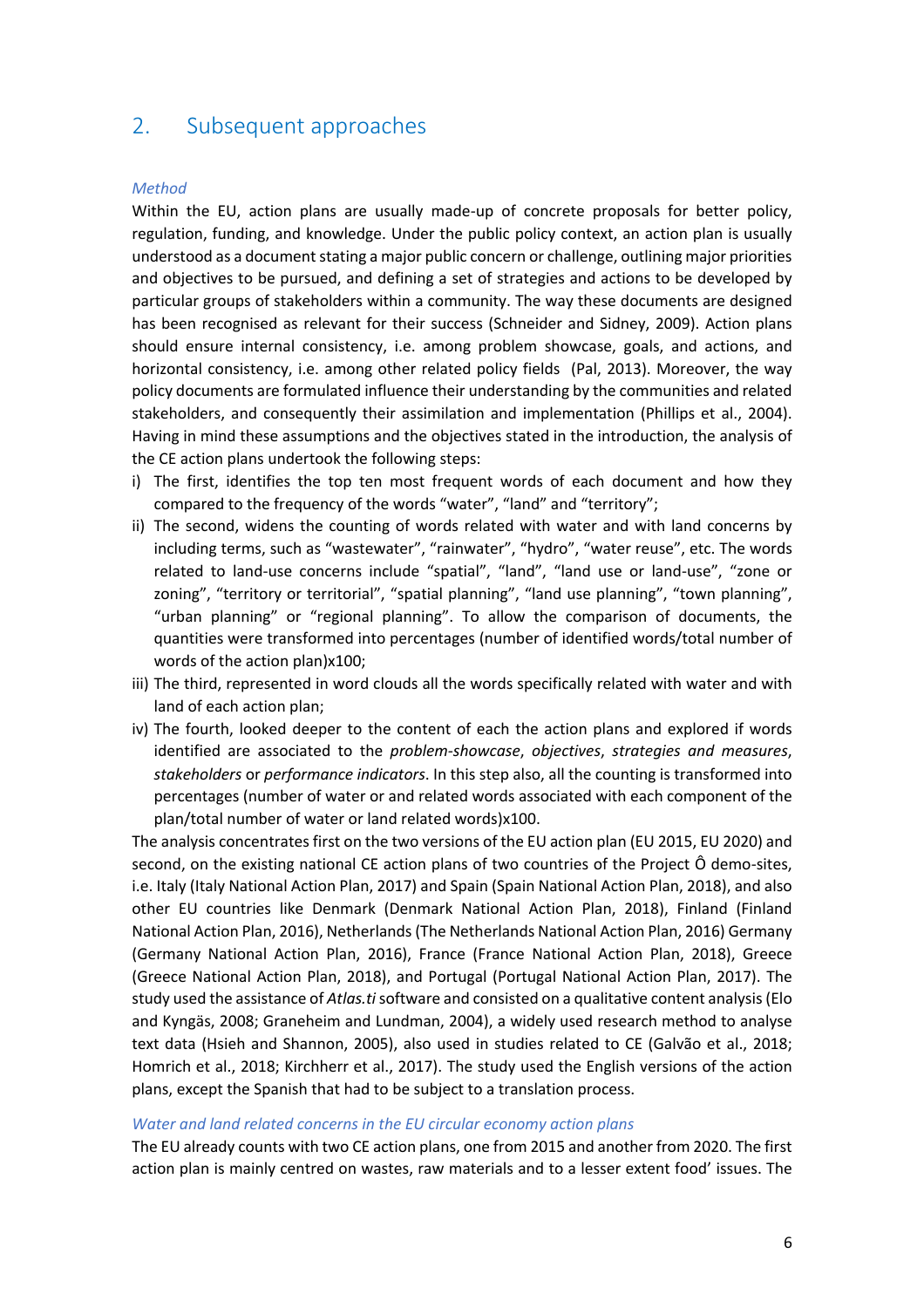## 2. Subsequent approaches

### *Method*

Within the EU, action plans are usually made-up of concrete proposals for better policy, regulation, funding, and knowledge. Under the public policy context, an action plan is usually understood as a document stating a major public concern or challenge, outlining major priorities and objectives to be pursued, and defining a set of strategies and actions to be developed by particular groups of stakeholders within a community. The way these documents are designed has been recognised as relevant for their success (Schneider and Sidney, 2009). Action plans should ensure internal consistency, i.e. among problem showcase, goals, and actions, and horizontal consistency, i.e. among other related policy fields (Pal, 2013). Moreover, the way policy documents are formulated influence their understanding by the communities and related stakeholders, and consequently their assimilation and implementation (Phillips et al., 2004). Having in mind these assumptions and the objectives stated in the introduction, the analysis of the CE action plans undertook the following steps:

i) The first, identifies the top ten most frequent words of each document and how they compared to the frequency of the words "water", "land" and "territory";
ii) The second, widens the counting of words related with water and with land concerns by including terms, such as "wastewater", "rainwater", "hydro", "water reuse", etc. The words related to land-use concerns include "spatial", "land", "land use or land-use", "zone or zoning", "territory or territorial", "spatial planning", "land use planning", "town planning", "urban planning" or "regional planning". To allow the comparison of documents, the quantities were transformed into percentages (number of identified words/total number of words of the action plan)x100;
iii) The third, represented in word clouds all the words specifically related with water and with land of each action plan;
iv) The fourth, looked deeper to the content of each the action plans and explored if words identified are associated to the *problem-showcase*, *objectives*, *strategies and measures*, *stakeholders* or *performance indicators*. In this step also, all the counting is transformed into percentages (number of water or and related words associated with each component of the plan/total number of water or land related words)x100.

The analysis concentrates first on the two versions of the EU action plan (EU 2015, EU 2020) and second, on the existing national CE action plans of two countries of the Project Ô demo-sites, i.e. Italy (Italy National Action Plan, 2017) and Spain (Spain National Action Plan, 2018), and also other EU countries like Denmark (Denmark National Action Plan, 2018), Finland (Finland National Action Plan, 2016), Netherlands (The Netherlands National Action Plan, 2016) Germany (Germany National Action Plan, 2016), France (France National Action Plan, 2018), Greece (Greece National Action Plan, 2018), and Portugal (Portugal National Action Plan, 2017). The study used the assistance of *Atlas.ti* software and consisted on a qualitative content analysis (Elo and Kyngäs, 2008; Graneheim and Lundman, 2004), a widely used research method to analyse text data (Hsieh and Shannon, 2005), also used in studies related to CE (Galvão et al., 2018; Homrich et al., 2018; Kirchherr et al., 2017). The study used the English versions of the action plans, except the Spanish that had to be subject to a translation process.

### *Water and land related concerns in the EU circular economy action plans*

The EU already counts with two CE action plans, one from 2015 and another from 2020. The first action plan is mainly centred on wastes, raw materials and to a lesser extent food' issues. The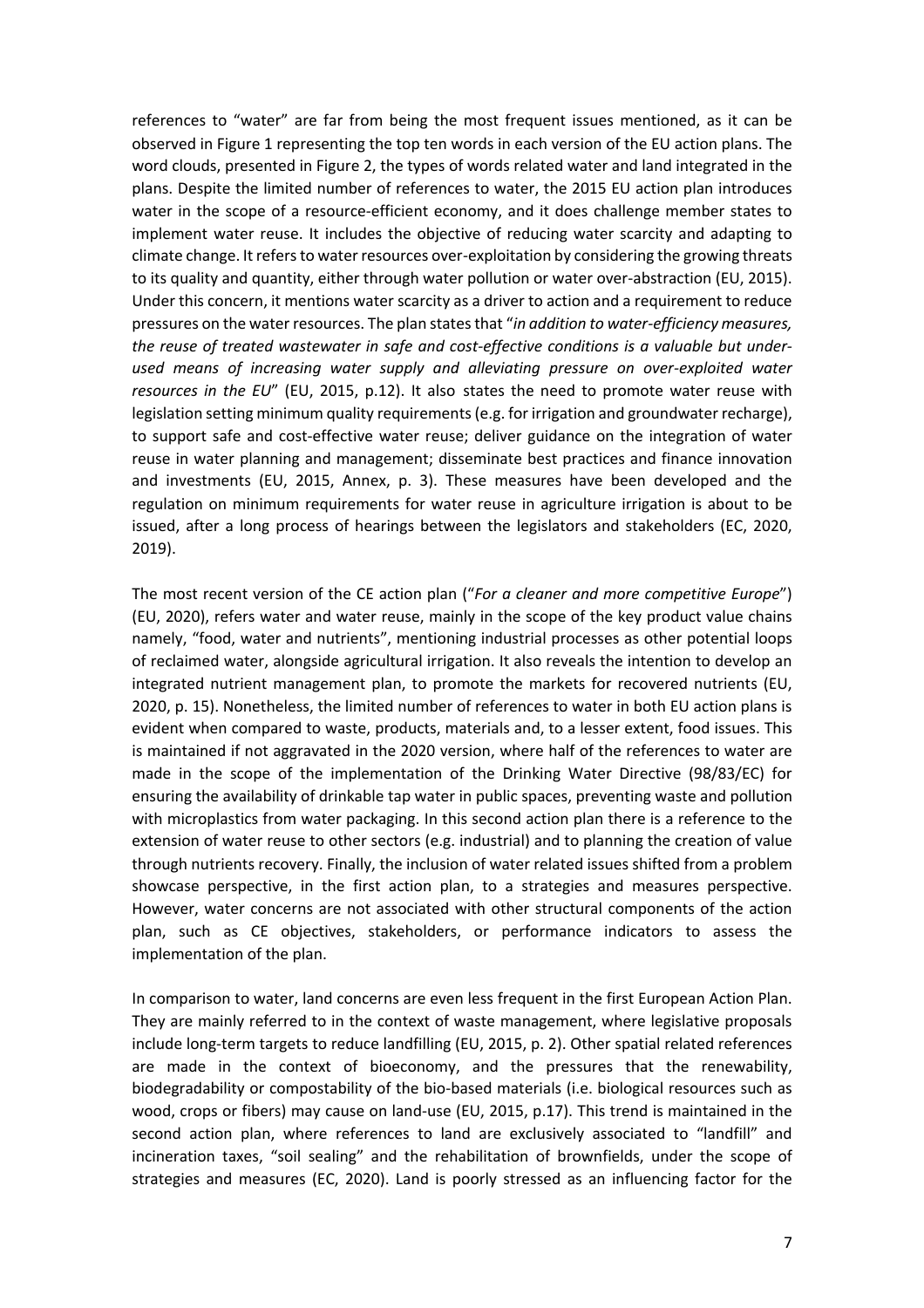references to "water" are far from being the most frequent issues mentioned, as it can be observed in Figure 1 representing the top ten words in each version of the EU action plans. The word clouds, presented in Figure 2, the types of words related water and land integrated in the plans. Despite the limited number of references to water, the 2015 EU action plan introduces water in the scope of a resource-efficient economy, and it does challenge member states to implement water reuse. It includes the objective of reducing water scarcity and adapting to climate change. It refers to water resources over-exploitation by considering the growing threats to its quality and quantity, either through water pollution or water over-abstraction (EU, 2015). Under this concern, it mentions water scarcity as a driver to action and a requirement to reduce pressures on the water resources. The plan states that "*in addition to water-efficiency measures, the reuse of treated wastewater in safe and cost-effective conditions is a valuable but under-used means of increasing water supply and alleviating pressure on over-exploited water resources in the EU*" (EU, 2015, p.12). It also states the need to promote water reuse with legislation setting minimum quality requirements (e.g. for irrigation and groundwater recharge), to support safe and cost-effective water reuse; deliver guidance on the integration of water reuse in water planning and management; disseminate best practices and finance innovation and investments (EU, 2015, Annex, p. 3). These measures have been developed and the regulation on minimum requirements for water reuse in agriculture irrigation is about to be issued, after a long process of hearings between the legislators and stakeholders (EC, 2020, 2019).

The most recent version of the CE action plan ("*For a cleaner and more competitive Europe*") (EU, 2020), refers water and water reuse, mainly in the scope of the key product value chains namely, "food, water and nutrients", mentioning industrial processes as other potential loops of reclaimed water, alongside agricultural irrigation. It also reveals the intention to develop an integrated nutrient management plan, to promote the markets for recovered nutrients (EU, 2020, p. 15). Nonetheless, the limited number of references to water in both EU action plans is evident when compared to waste, products, materials and, to a lesser extent, food issues. This is maintained if not aggravated in the 2020 version, where half of the references to water are made in the scope of the implementation of the Drinking Water Directive (98/83/EC) for ensuring the availability of drinkable tap water in public spaces, preventing waste and pollution with microplastics from water packaging. In this second action plan there is a reference to the extension of water reuse to other sectors (e.g. industrial) and to planning the creation of value through nutrients recovery. Finally, the inclusion of water related issues shifted from a problem showcase perspective, in the first action plan, to a strategies and measures perspective. However, water concerns are not associated with other structural components of the action plan, such as CE objectives, stakeholders, or performance indicators to assess the implementation of the plan.

In comparison to water, land concerns are even less frequent in the first European Action Plan. They are mainly referred to in the context of waste management, where legislative proposals include long-term targets to reduce landfilling (EU, 2015, p. 2). Other spatial related references are made in the context of bioeconomy, and the pressures that the renewability, biodegradability or compostability of the bio-based materials (i.e. biological resources such as wood, crops or fibers) may cause on land-use (EU, 2015, p.17). This trend is maintained in the second action plan, where references to land are exclusively associated to "landfill" and incineration taxes, "soil sealing" and the rehabilitation of brownfields, under the scope of strategies and measures (EC, 2020). Land is poorly stressed as an influencing factor for the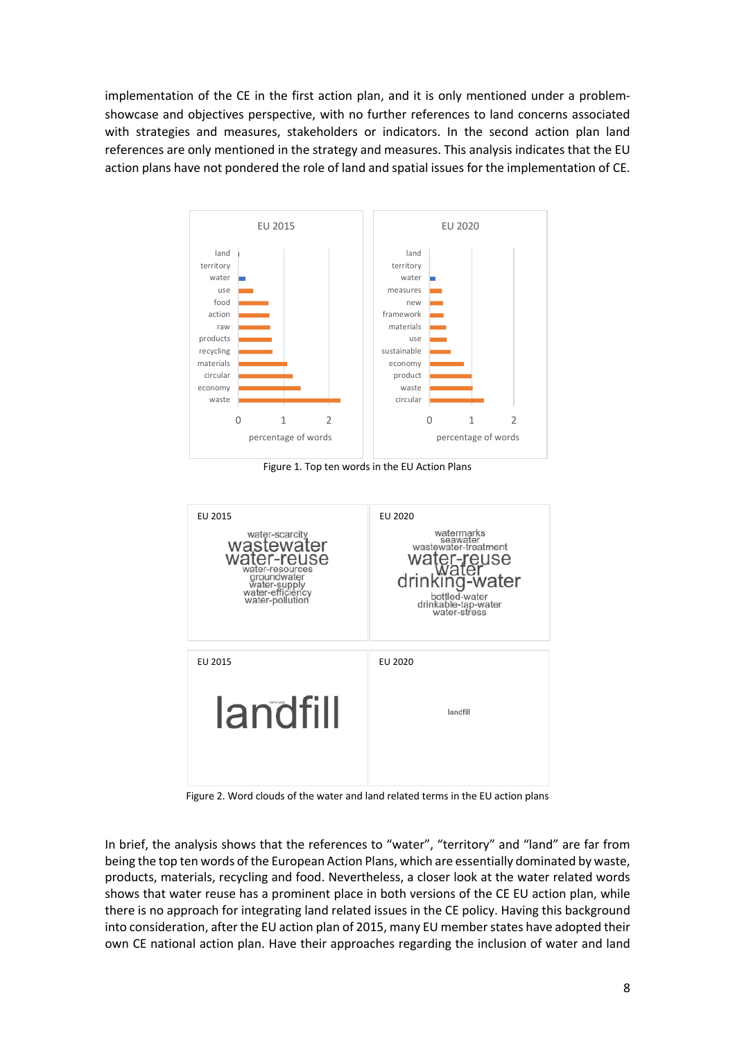implementation of the CE in the first action plan, and it is only mentioned under a problem-showcase and objectives perspective, with no further references to land concerns associated with strategies and measures, stakeholders or indicators. In the second action plan land references are only mentioned in the strategy and measures. This analysis indicates that the EU action plans have not pondered the role of land and spatial issues for the implementation of CE.

Figure 1. Top ten words in the EU Action Plans

Figure 2. Word clouds of the water and land related terms in the EU action plans

In brief, the analysis shows that the references to "water", "territory" and "land" are far from being the top ten words of the European Action Plans, which are essentially dominated by waste, products, materials, recycling and food. Nevertheless, a closer look at the water related words shows that water reuse has a prominent place in both versions of the CE EU action plan, while there is no approach for integrating land related issues in the CE policy. Having this background into consideration, after the EU action plan of 2015, many EU member states have adopted their own CE national action plan. Have their approaches regarding the inclusion of water and land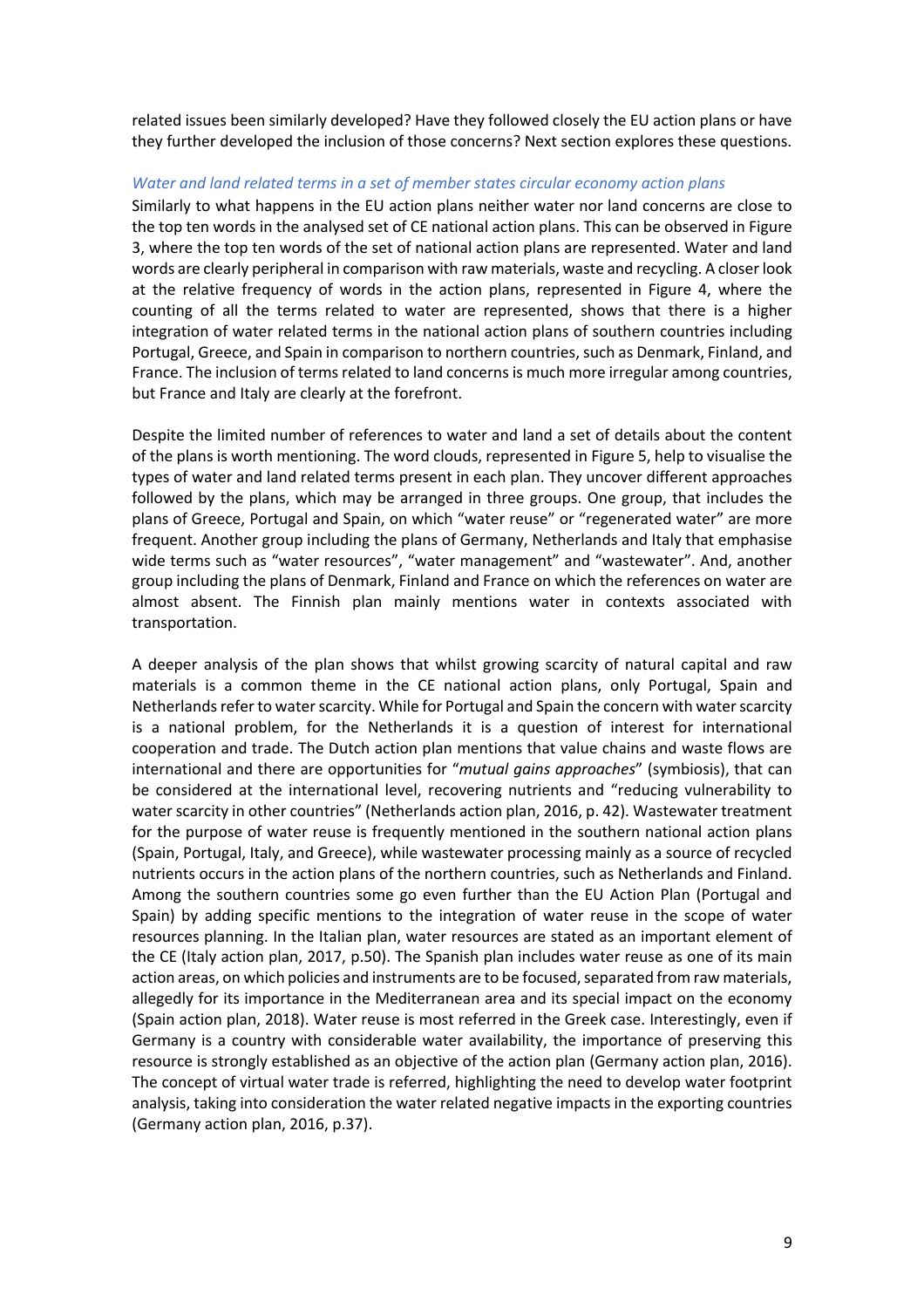related issues been similarly developed? Have they followed closely the EU action plans or have they further developed the inclusion of those concerns? Next section explores these questions.

### *Water and land related terms in a set of member states circular economy action plans*

Similarly to what happens in the EU action plans neither water nor land concerns are close to the top ten words in the analysed set of CE national action plans. This can be observed in Figure 3, where the top ten words of the set of national action plans are represented. Water and land words are clearly peripheral in comparison with raw materials, waste and recycling. A closer look at the relative frequency of words in the action plans, represented in Figure 4, where the counting of all the terms related to water are represented, shows that there is a higher integration of water related terms in the national action plans of southern countries including Portugal, Greece, and Spain in comparison to northern countries, such as Denmark, Finland, and France. The inclusion of terms related to land concerns is much more irregular among countries, but France and Italy are clearly at the forefront.

Despite the limited number of references to water and land a set of details about the content of the plans is worth mentioning. The word clouds, represented in Figure 5, help to visualise the types of water and land related terms present in each plan. They uncover different approaches followed by the plans, which may be arranged in three groups. One group, that includes the plans of Greece, Portugal and Spain, on which "water reuse" or "regenerated water" are more frequent. Another group including the plans of Germany, Netherlands and Italy that emphasise wide terms such as "water resources", "water management" and "wastewater". And, another group including the plans of Denmark, Finland and France on which the references on water are almost absent. The Finnish plan mainly mentions water in contexts associated with transportation.

A deeper analysis of the plan shows that whilst growing scarcity of natural capital and raw materials is a common theme in the CE national action plans, only Portugal, Spain and Netherlands refer to water scarcity. While for Portugal and Spain the concern with water scarcity is a national problem, for the Netherlands it is a question of interest for international cooperation and trade. The Dutch action plan mentions that value chains and waste flows are international and there are opportunities for "*mutual gains approaches*" (symbiosis), that can be considered at the international level, recovering nutrients and "reducing vulnerability to water scarcity in other countries" (Netherlands action plan, 2016, p. 42). Wastewater treatment for the purpose of water reuse is frequently mentioned in the southern national action plans (Spain, Portugal, Italy, and Greece), while wastewater processing mainly as a source of recycled nutrients occurs in the action plans of the northern countries, such as Netherlands and Finland. Among the southern countries some go even further than the EU Action Plan (Portugal and Spain) by adding specific mentions to the integration of water reuse in the scope of water resources planning. In the Italian plan, water resources are stated as an important element of the CE (Italy action plan, 2017, p.50). The Spanish plan includes water reuse as one of its main action areas, on which policies and instruments are to be focused, separated from raw materials, allegedly for its importance in the Mediterranean area and its special impact on the economy (Spain action plan, 2018). Water reuse is most referred in the Greek case. Interestingly, even if Germany is a country with considerable water availability, the importance of preserving this resource is strongly established as an objective of the action plan (Germany action plan, 2016). The concept of virtual water trade is referred, highlighting the need to develop water footprint analysis, taking into consideration the water related negative impacts in the exporting countries (Germany action plan, 2016, p.37).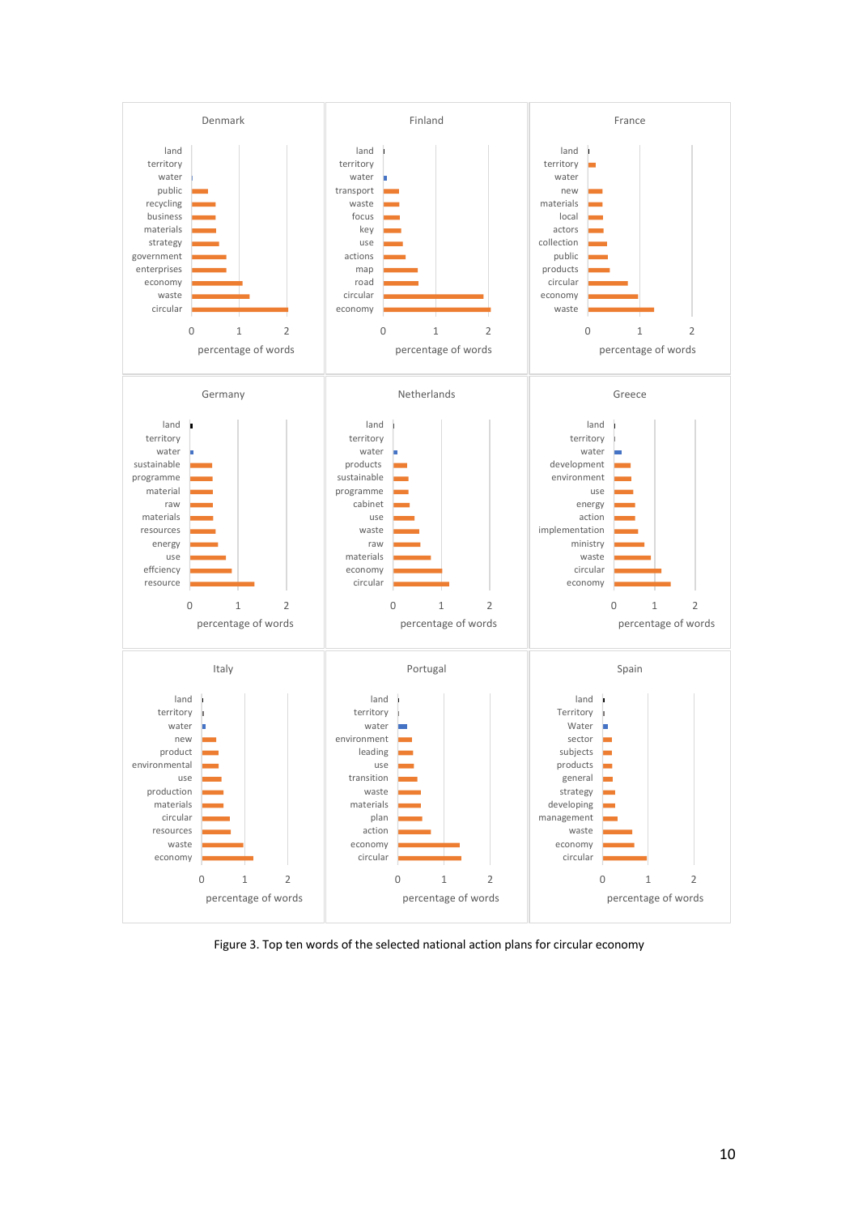Figure 3. Top ten words of the selected national action plans for circular economy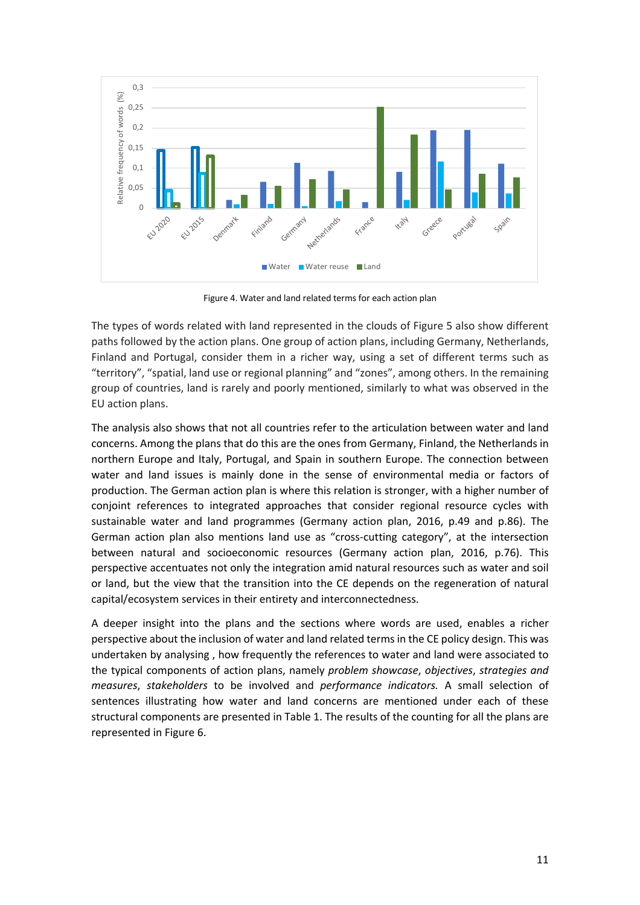Figure 4. Water and land related terms for each action plan

The types of words related with land represented in the clouds of Figure 5 also show different paths followed by the action plans. One group of action plans, including Germany, Netherlands, Finland and Portugal, consider them in a richer way, using a set of different terms such as "territory", "spatial, land use or regional planning" and "zones", among others. In the remaining group of countries, land is rarely and poorly mentioned, similarly to what was observed in the EU action plans.

The analysis also shows that not all countries refer to the articulation between water and land concerns. Among the plans that do this are the ones from Germany, Finland, the Netherlands in northern Europe and Italy, Portugal, and Spain in southern Europe. The connection between water and land issues is mainly done in the sense of environmental media or factors of production. The German action plan is where this relation is stronger, with a higher number of conjoint references to integrated approaches that consider regional resource cycles with sustainable water and land programmes (Germany action plan, 2016, p.49 and p.86). The German action plan also mentions land use as "cross-cutting category", at the intersection between natural and socioeconomic resources (Germany action plan, 2016, p.76). This perspective accentuates not only the integration amid natural resources such as water and soil or land, but the view that the transition into the CE depends on the regeneration of natural capital/ecosystem services in their entirety and interconnectedness.

A deeper insight into the plans and the sections where words are used, enables a richer perspective about the inclusion of water and land related terms in the CE policy design. This was undertaken by analysing , how frequently the references to water and land were associated to the typical components of action plans, namely *problem showcase*, *objectives*, *strategies and measures*, *stakeholders* to be involved and *performance indicators.* A small selection of sentences illustrating how water and land concerns are mentioned under each of these structural components are presented in Table 1. The results of the counting for all the plans are represented in Figure 6.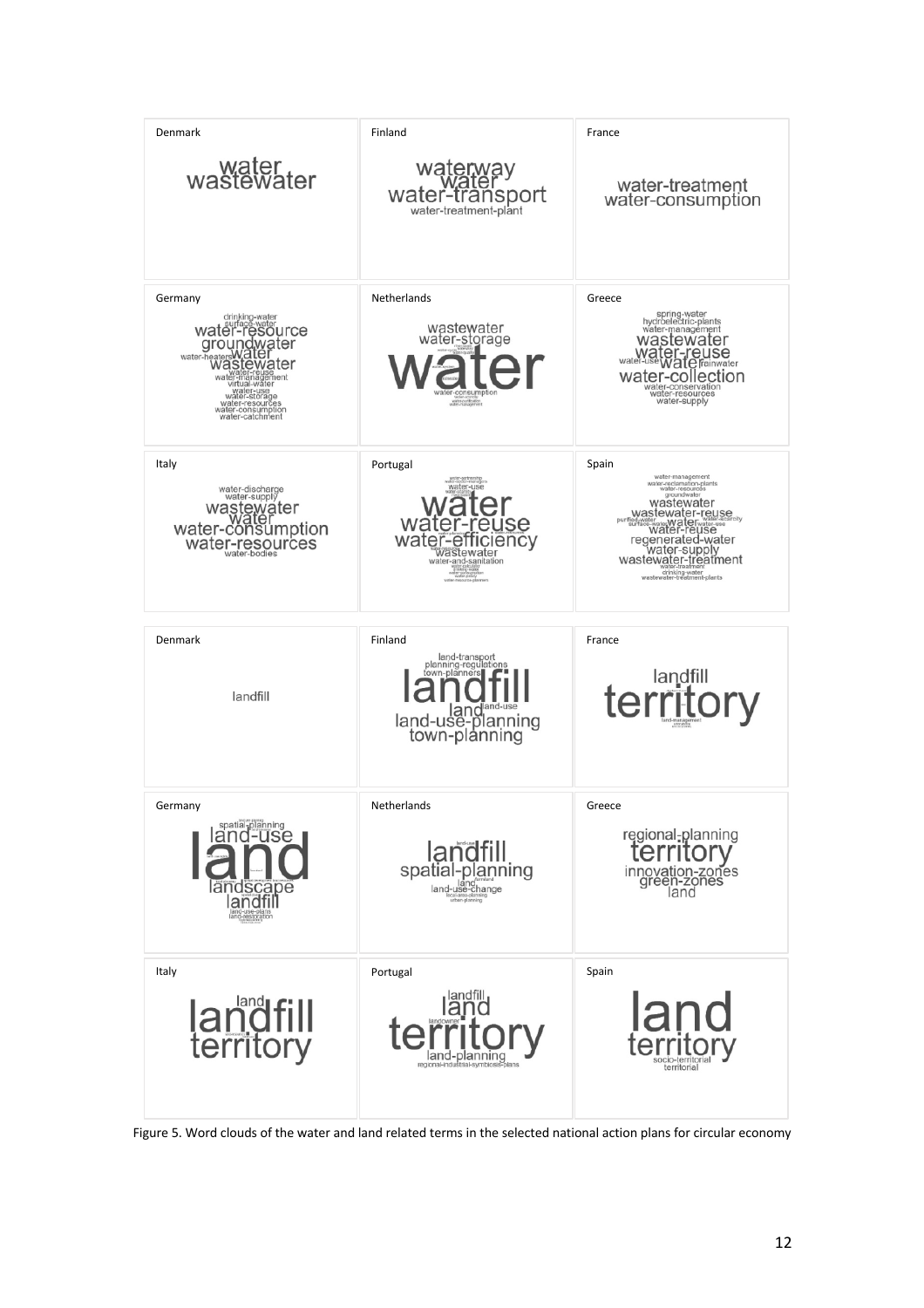Figure 5. Word clouds of the water and land related terms in the selected national action plans for circular economy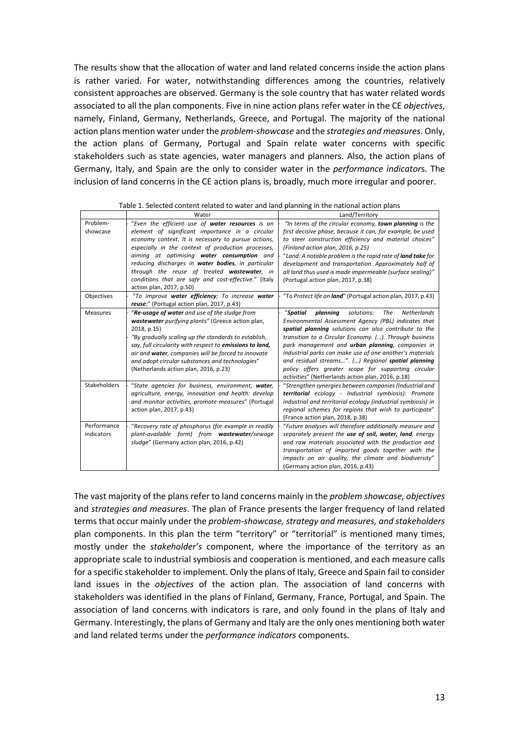The results show that the allocation of water and land related concerns inside the action plans is rather varied. For water, notwithstanding differences among the countries, relatively consistent approaches are observed. Germany is the sole country that has water related words associated to all the plan components. Five in nine action plans refer water in the CE *objectives*, namely, Finland, Germany, Netherlands, Greece, and Portugal. The majority of the national action plans mention water under the *problem-showcase* and the *strategies and measures*. Only, the action plans of Germany, Portugal and Spain relate water concerns with specific stakeholders such as state agencies, water managers and planners. Also, the action plans of Germany, Italy, and Spain are the only to consider water in the *performance indicator*s. The inclusion of land concerns in the CE action plans is, broadly, much more irregular and poorer.

Table 1. Selected content related to water and land planning in the national action plans

| | Water | Land/Territory |
|---|---|---|
| Problem-showcase | - *"Even the efficient use of **water resources** is an element of significant importance in a circular economy context. It is necessary to pursue actions, especially in the context of production processes, aiming at optimising **water consumption** and reducing discharges in **water bodies**, in particular through the reuse of treated **wastewater**, in conditions that are safe and cost-effective."* (Italy action plan, 2017, p.50) | - *"In terms of the circular economy, **town planning** is the first decisive phase, because it can, for example, be used to steer construction efficiency and material choices" (Finland action plan, 2016, p.25)*<br>- *"Land: A notable problem is the rapid rate of **land take** for development and transportation. Approximately half of all land thus used is made impermeable (surface sealing)"* (Portugal action plan, 2017, p.38) |
| Objectives | - *"To improve **water efficiency**; To increase **water reuse**;"* (Portugal action plan, 2017, p.43) | - "To *Protect life on **land**"* (Portugal action plan, 2017, p.43) |
| Measures | - *"**Re-usage of water** and use of the sludge from **wastewater** purifying plants"* (Greece action plan, 2018, p.15)<br>- *"By gradually scaling up the standards to establish, say, full circularity with respect to **emissions to land,** air and **water**, companies will be forced to innovate and adopt circular substances and technologies"* (Netherlands action plan, 2016, p.23) | - *"**Spatial planning** solutions: The Netherlands Environmental Assessment Agency (PBL) indicates that **spatial planning** solutions can also contribute to the transition to a Circular Economy. (…). Through business park management and **urban planning**, companies in industrial parks can make use of one another's materials and residual streams…". (…) Regional **spatial planning** policy offers greater scope for supporting circular activities"* (Netherlands action plan, 2016, p.18) |
| Stakeholders | - *"State agencies for business, environment, **water**, agriculture, energy, innovation and health: develop and monitor activities, promote measures"* (Portugal action plan, 2017, p.43) | - *"Strengthen synergies between companies (Industrial and **territorial** ecology - Industrial symbiosis): Promote industrial and territorial ecology (industrial symbiosis) in regional schemes for regions that wish to participate"* (France action plan, 2018, p.38) |
| Performance indicators | - *"Recovery rate of phosphorus (for example in readily plant-available form) from **wastewater**/sewage sludge"* (Germany action plan, 2016, p.42) | - *"Future analyses will therefore additionally measure and separately present the **use of soil, water, land**, energy and raw materials associated with the production and transportation of imported goods together with the impacts on air quality, the climate and biodiversity"* (Germany action plan, 2016, p.43) |

The vast majority of the plans refer to land concerns mainly in the *problem showcase, objectives* and *strategies and measures*. The plan of France presents the larger frequency of land related terms that occur mainly under the *problem-showcase, strategy and measures, and stakeholders* plan components. In this plan the term "territory" or "territorial" is mentioned many times, mostly under the *stakeholder's* component, where the importance of the territory as an appropriate scale to industrial symbiosis and cooperation is mentioned, and each measure calls for a specific stakeholder to implement. Only the plans of Italy, Greece and Spain fail to consider land issues in the *objectives* of the action plan. The association of land concerns with stakeholders was identified in the plans of Finland, Germany, France, Portugal, and Spain. The association of land concerns with indicators is rare, and only found in the plans of Italy and Germany. Interestingly, the plans of Germany and Italy are the only ones mentioning both water and land related terms under the *performance indicators* components.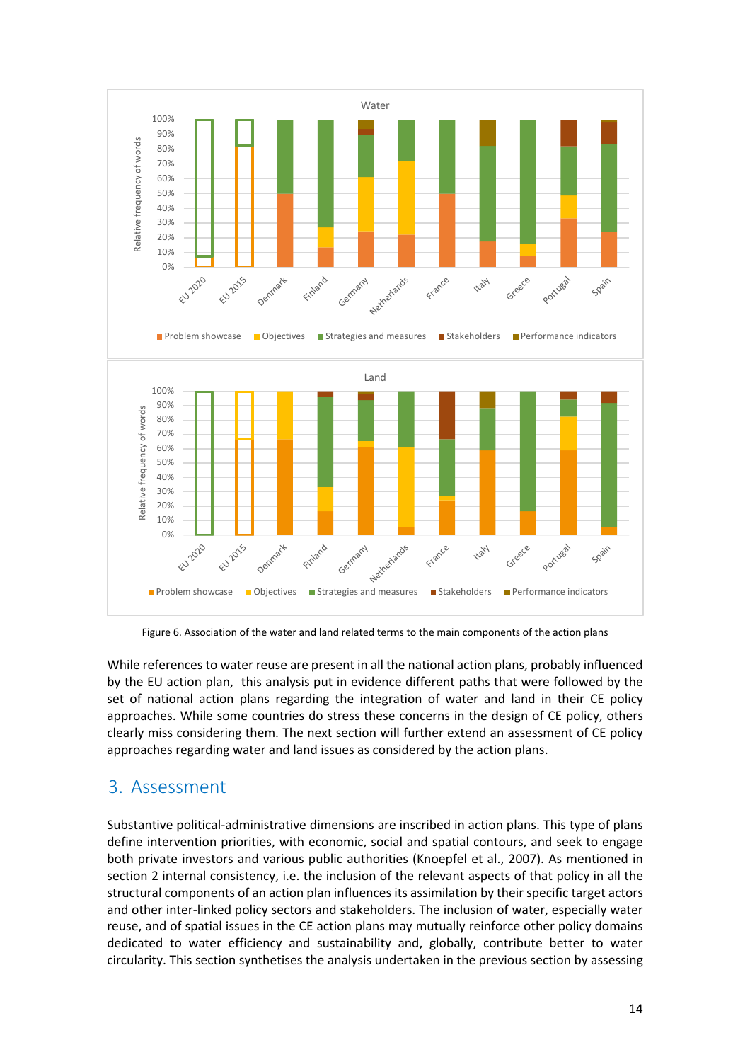Figure 6. Association of the water and land related terms to the main components of the action plans

While references to water reuse are present in all the national action plans, probably influenced by the EU action plan, this analysis put in evidence different paths that were followed by the set of national action plans regarding the integration of water and land in their CE policy approaches. While some countries do stress these concerns in the design of CE policy, others clearly miss considering them. The next section will further extend an assessment of CE policy approaches regarding water and land issues as considered by the action plans.

## 3. Assessment

Substantive political-administrative dimensions are inscribed in action plans. This type of plans define intervention priorities, with economic, social and spatial contours, and seek to engage both private investors and various public authorities (Knoepfel et al., 2007). As mentioned in section 2 internal consistency, i.e. the inclusion of the relevant aspects of that policy in all the structural components of an action plan influences its assimilation by their specific target actors and other inter-linked policy sectors and stakeholders. The inclusion of water, especially water reuse, and of spatial issues in the CE action plans may mutually reinforce other policy domains dedicated to water efficiency and sustainability and, globally, contribute better to water circularity. This section synthetises the analysis undertaken in the previous section by assessing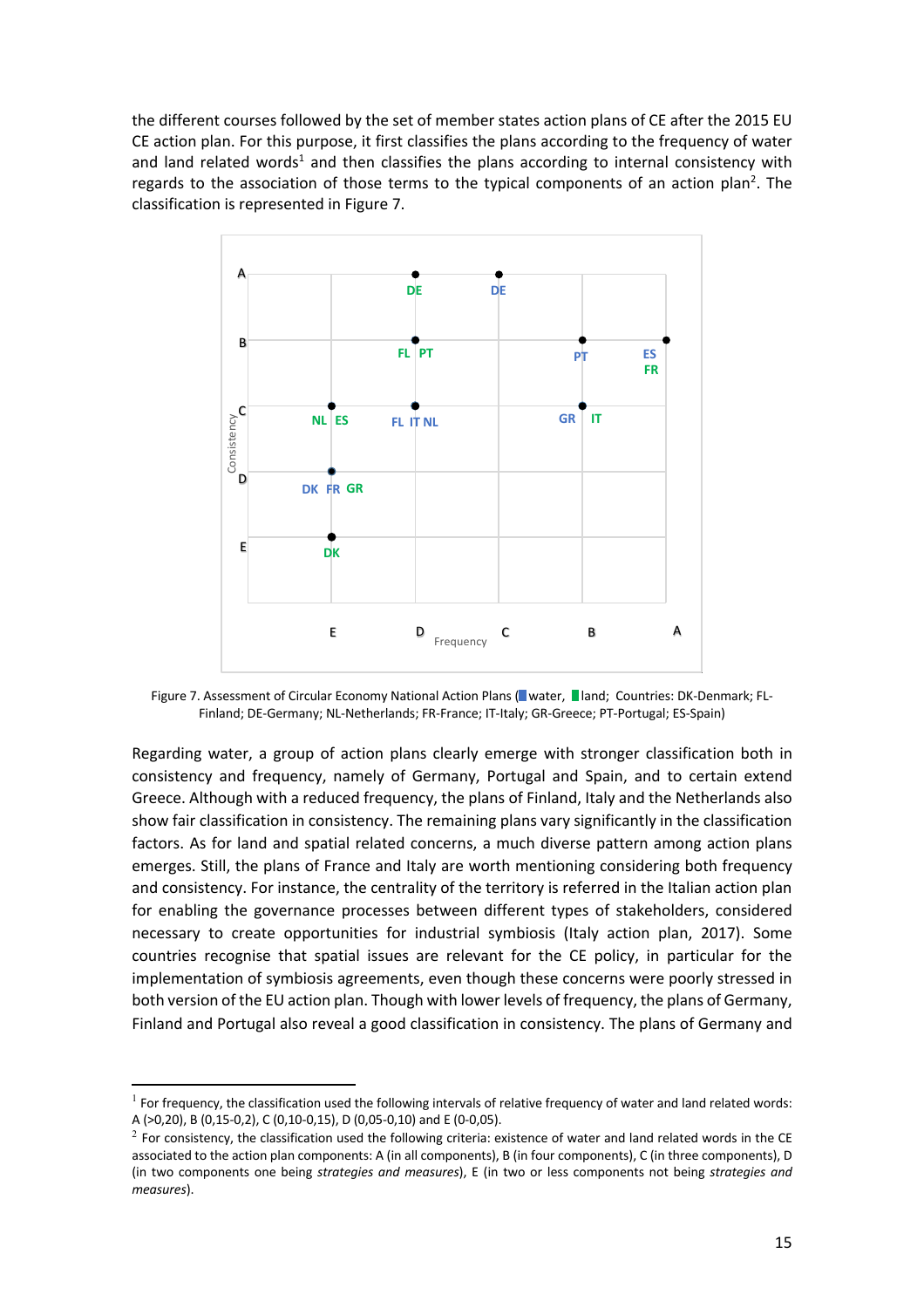the different courses followed by the set of member states action plans of CE after the 2015 EU CE action plan. For this purpose, it first classifies the plans according to the frequency of water and land related words[1] and then classifies the plans according to internal consistency with regards to the association of those terms to the typical components of an action plan[2]. The classification is represented in Figure 7.

Figure 7. Assessment of Circular Economy National Action Plans (water, land; Countries: DK-Denmark; FL-Finland; DE-Germany; NL-Netherlands; FR-France; IT-Italy; GR-Greece; PT-Portugal; ES-Spain)

Regarding water, a group of action plans clearly emerge with stronger classification both in consistency and frequency, namely of Germany, Portugal and Spain, and to certain extend Greece. Although with a reduced frequency, the plans of Finland, Italy and the Netherlands also show fair classification in consistency. The remaining plans vary significantly in the classification factors. As for land and spatial related concerns, a much diverse pattern among action plans emerges. Still, the plans of France and Italy are worth mentioning considering both frequency and consistency. For instance, the centrality of the territory is referred in the Italian action plan for enabling the governance processes between different types of stakeholders, considered necessary to create opportunities for industrial symbiosis (Italy action plan, 2017). Some countries recognise that spatial issues are relevant for the CE policy, in particular for the implementation of symbiosis agreements, even though these concerns were poorly stressed in both version of the EU action plan. Though with lower levels of frequency, the plans of Germany, Finland and Portugal also reveal a good classification in consistency. The plans of Germany and

---

[1] For frequency, the classification used the following intervals of relative frequency of water and land related words: A (>0,20), B (0,15-0,2), C (0,10-0,15), D (0,05-0,10) and E (0-0,05).

[2] For consistency, the classification used the following criteria: existence of water and land related words in the CE associated to the action plan components: A (in all components), B (in four components), C (in three components), D (in two components one being *strategies and measures*), E (in two or less components not being *strategies and measures*).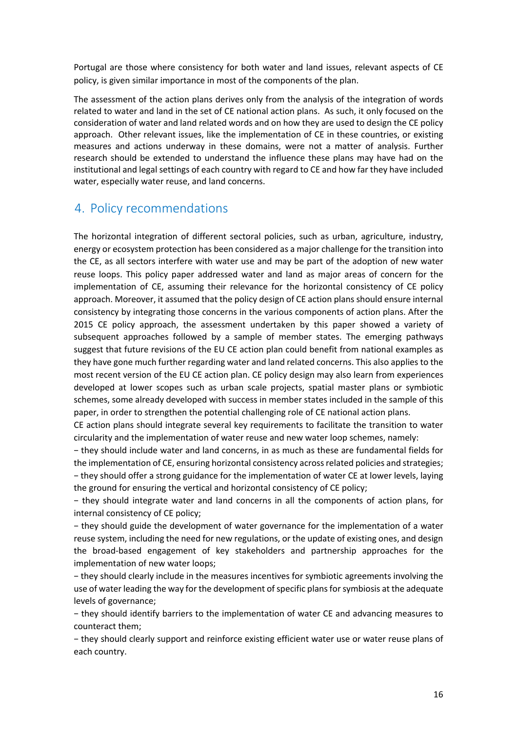Portugal are those where consistency for both water and land issues, relevant aspects of CE policy, is given similar importance in most of the components of the plan.

The assessment of the action plans derives only from the analysis of the integration of words related to water and land in the set of CE national action plans. As such, it only focused on the consideration of water and land related words and on how they are used to design the CE policy approach. Other relevant issues, like the implementation of CE in these countries, or existing measures and actions underway in these domains, were not a matter of analysis. Further research should be extended to understand the influence these plans may have had on the institutional and legal settings of each country with regard to CE and how far they have included water, especially water reuse, and land concerns.

## 4. Policy recommendations

The horizontal integration of different sectoral policies, such as urban, agriculture, industry, energy or ecosystem protection has been considered as a major challenge for the transition into the CE, as all sectors interfere with water use and may be part of the adoption of new water reuse loops. This policy paper addressed water and land as major areas of concern for the implementation of CE, assuming their relevance for the horizontal consistency of CE policy approach. Moreover, it assumed that the policy design of CE action plans should ensure internal consistency by integrating those concerns in the various components of action plans. After the 2015 CE policy approach, the assessment undertaken by this paper showed a variety of subsequent approaches followed by a sample of member states. The emerging pathways suggest that future revisions of the EU CE action plan could benefit from national examples as they have gone much further regarding water and land related concerns. This also applies to the most recent version of the EU CE action plan. CE policy design may also learn from experiences developed at lower scopes such as urban scale projects, spatial master plans or symbiotic schemes, some already developed with success in member states included in the sample of this paper, in order to strengthen the potential challenging role of CE national action plans.

CE action plans should integrate several key requirements to facilitate the transition to water circularity and the implementation of water reuse and new water loop schemes, namely:

− they should include water and land concerns, in as much as these are fundamental fields for the implementation of CE, ensuring horizontal consistency across related policies and strategies;

− they should offer a strong guidance for the implementation of water CE at lower levels, laying the ground for ensuring the vertical and horizontal consistency of CE policy;

− they should integrate water and land concerns in all the components of action plans, for internal consistency of CE policy;

− they should guide the development of water governance for the implementation of a water reuse system, including the need for new regulations, or the update of existing ones, and design the broad-based engagement of key stakeholders and partnership approaches for the implementation of new water loops;

− they should clearly include in the measures incentives for symbiotic agreements involving the use of water leading the way for the development of specific plans for symbiosis at the adequate levels of governance;

− they should identify barriers to the implementation of water CE and advancing measures to counteract them;

− they should clearly support and reinforce existing efficient water use or water reuse plans of each country.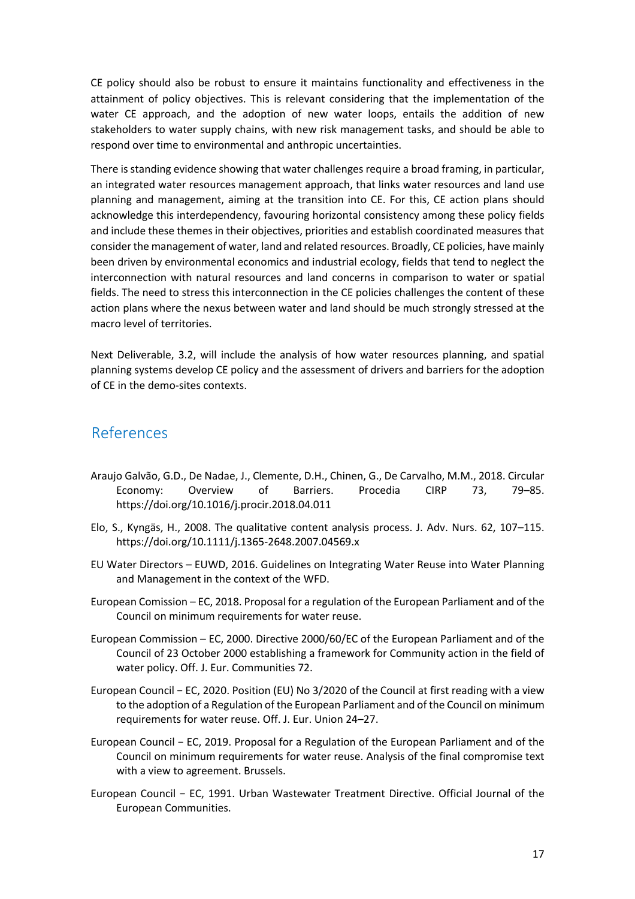CE policy should also be robust to ensure it maintains functionality and effectiveness in the attainment of policy objectives. This is relevant considering that the implementation of the water CE approach, and the adoption of new water loops, entails the addition of new stakeholders to water supply chains, with new risk management tasks, and should be able to respond over time to environmental and anthropic uncertainties.

There is standing evidence showing that water challenges require a broad framing, in particular, an integrated water resources management approach, that links water resources and land use planning and management, aiming at the transition into CE. For this, CE action plans should acknowledge this interdependency, favouring horizontal consistency among these policy fields and include these themes in their objectives, priorities and establish coordinated measures that consider the management of water, land and related resources. Broadly, CE policies, have mainly been driven by environmental economics and industrial ecology, fields that tend to neglect the interconnection with natural resources and land concerns in comparison to water or spatial fields. The need to stress this interconnection in the CE policies challenges the content of these action plans where the nexus between water and land should be much strongly stressed at the macro level of territories.

Next Deliverable, 3.2, will include the analysis of how water resources planning, and spatial planning systems develop CE policy and the assessment of drivers and barriers for the adoption of CE in the demo-sites contexts.

## References

Araujo Galvão, G.D., De Nadae, J., Clemente, D.H., Chinen, G., De Carvalho, M.M., 2018. Circular Economy: Overview of Barriers. Procedia CIRP 73, 79–85. https://doi.org/10.1016/j.procir.2018.04.011

Elo, S., Kyngäs, H., 2008. The qualitative content analysis process. J. Adv. Nurs. 62, 107–115. https://doi.org/10.1111/j.1365-2648.2007.04569.x

EU Water Directors – EUWD, 2016. Guidelines on Integrating Water Reuse into Water Planning and Management in the context of the WFD.

European Comission – EC, 2018. Proposal for a regulation of the European Parliament and of the Council on minimum requirements for water reuse.

European Commission – EC, 2000. Directive 2000/60/EC of the European Parliament and of the Council of 23 October 2000 establishing a framework for Community action in the field of water policy. Off. J. Eur. Communities 72.

European Council − EC, 2020. Position (EU) No 3/2020 of the Council at first reading with a view to the adoption of a Regulation of the European Parliament and of the Council on minimum requirements for water reuse. Off. J. Eur. Union 24–27.

European Council − EC, 2019. Proposal for a Regulation of the European Parliament and of the Council on minimum requirements for water reuse. Analysis of the final compromise text with a view to agreement. Brussels.

European Council − EC, 1991. Urban Wastewater Treatment Directive. Official Journal of the European Communities.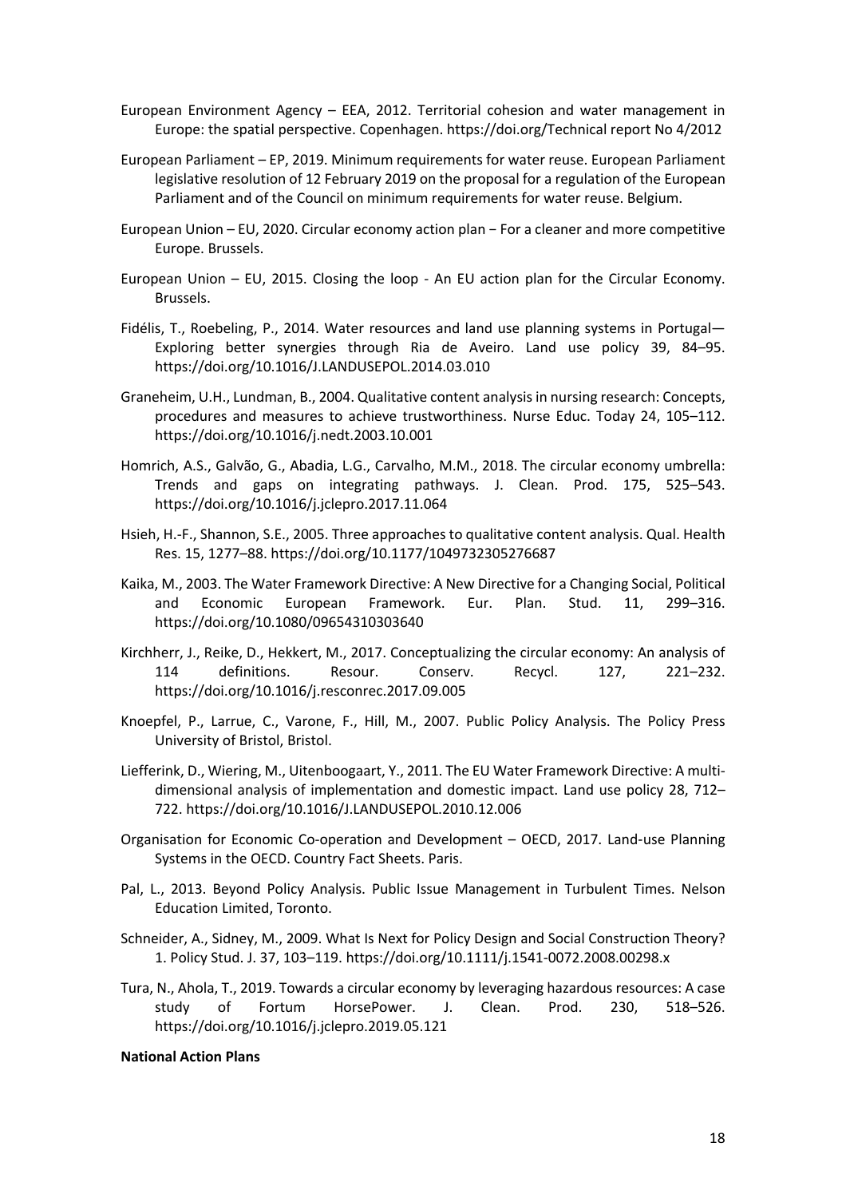European Environment Agency – EEA, 2012. Territorial cohesion and water management in Europe: the spatial perspective. Copenhagen. https://doi.org/Technical report No 4/2012

European Parliament – EP, 2019. Minimum requirements for water reuse. European Parliament legislative resolution of 12 February 2019 on the proposal for a regulation of the European Parliament and of the Council on minimum requirements for water reuse. Belgium.

European Union – EU, 2020. Circular economy action plan − For a cleaner and more competitive Europe. Brussels.

European Union – EU, 2015. Closing the loop - An EU action plan for the Circular Economy. Brussels.

Fidélis, T., Roebeling, P., 2014. Water resources and land use planning systems in Portugal—Exploring better synergies through Ria de Aveiro. Land use policy 39, 84–95. https://doi.org/10.1016/J.LANDUSEPOL.2014.03.010

Graneheim, U.H., Lundman, B., 2004. Qualitative content analysis in nursing research: Concepts, procedures and measures to achieve trustworthiness. Nurse Educ. Today 24, 105–112. https://doi.org/10.1016/j.nedt.2003.10.001

Homrich, A.S., Galvão, G., Abadia, L.G., Carvalho, M.M., 2018. The circular economy umbrella: Trends and gaps on integrating pathways. J. Clean. Prod. 175, 525–543. https://doi.org/10.1016/j.jclepro.2017.11.064

Hsieh, H.-F., Shannon, S.E., 2005. Three approaches to qualitative content analysis. Qual. Health Res. 15, 1277–88. https://doi.org/10.1177/1049732305276687

Kaika, M., 2003. The Water Framework Directive: A New Directive for a Changing Social, Political and Economic European Framework. Eur. Plan. Stud. 11, 299–316. https://doi.org/10.1080/09654310303640

Kirchherr, J., Reike, D., Hekkert, M., 2017. Conceptualizing the circular economy: An analysis of 114 definitions. Resour. Conserv. Recycl. 127, 221–232. https://doi.org/10.1016/j.resconrec.2017.09.005

Knoepfel, P., Larrue, C., Varone, F., Hill, M., 2007. Public Policy Analysis. The Policy Press University of Bristol, Bristol.

Liefferink, D., Wiering, M., Uitenboogaart, Y., 2011. The EU Water Framework Directive: A multi-dimensional analysis of implementation and domestic impact. Land use policy 28, 712–722. https://doi.org/10.1016/J.LANDUSEPOL.2010.12.006

Organisation for Economic Co-operation and Development – OECD, 2017. Land-use Planning Systems in the OECD. Country Fact Sheets. Paris.

Pal, L., 2013. Beyond Policy Analysis. Public Issue Management in Turbulent Times. Nelson Education Limited, Toronto.

Schneider, A., Sidney, M., 2009. What Is Next for Policy Design and Social Construction Theory? 1. Policy Stud. J. 37, 103–119. https://doi.org/10.1111/j.1541-0072.2008.00298.x

Tura, N., Ahola, T., 2019. Towards a circular economy by leveraging hazardous resources: A case study of Fortum HorsePower. J. Clean. Prod. 230, 518–526. https://doi.org/10.1016/j.jclepro.2019.05.121

**National Action Plans**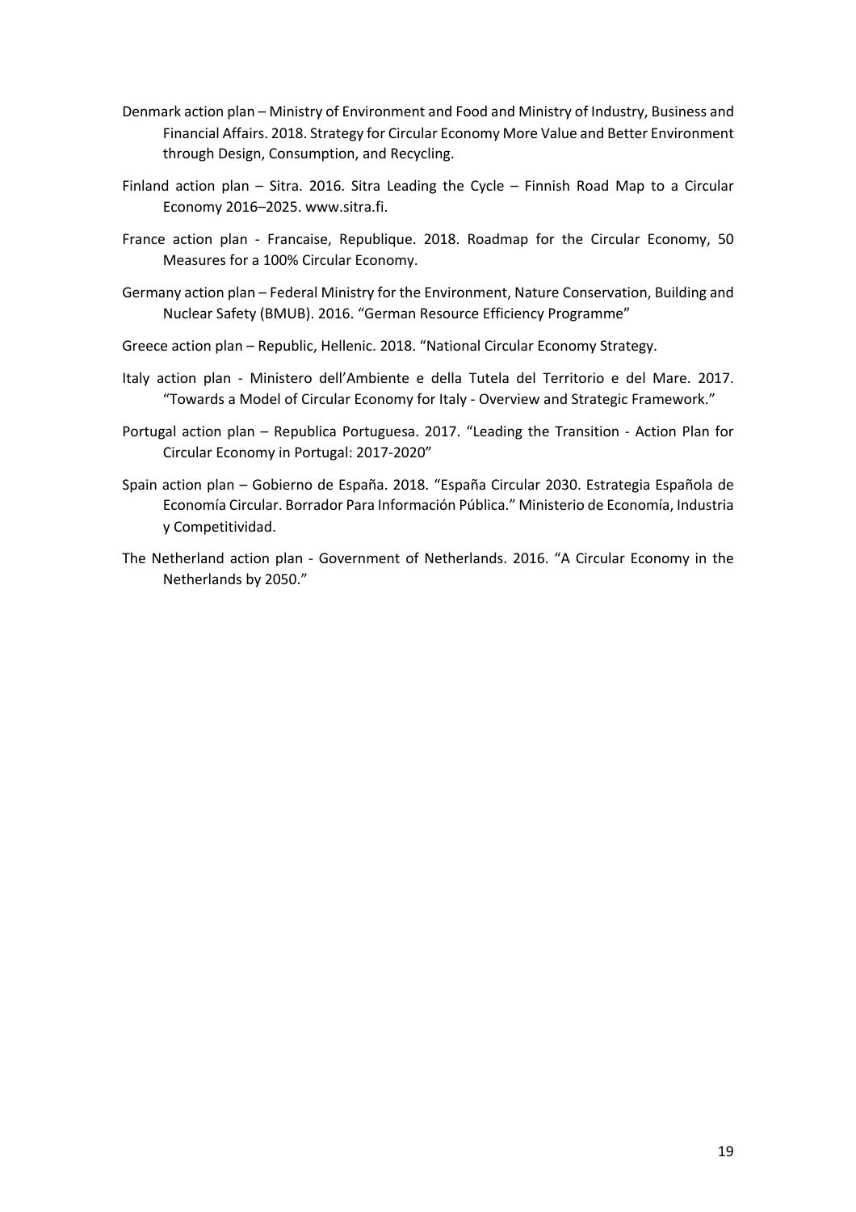Denmark action plan – Ministry of Environment and Food and Ministry of Industry, Business and Financial Affairs. 2018. Strategy for Circular Economy More Value and Better Environment through Design, Consumption, and Recycling.

Finland action plan – Sitra. 2016. Sitra Leading the Cycle – Finnish Road Map to a Circular Economy 2016–2025. www.sitra.fi.

France action plan - Francaise, Republique. 2018. Roadmap for the Circular Economy, 50 Measures for a 100% Circular Economy.

Germany action plan – Federal Ministry for the Environment, Nature Conservation, Building and Nuclear Safety (BMUB). 2016. "German Resource Efficiency Programme"

Greece action plan – Republic, Hellenic. 2018. "National Circular Economy Strategy.

Italy action plan - Ministero dell'Ambiente e della Tutela del Territorio e del Mare. 2017. "Towards a Model of Circular Economy for Italy - Overview and Strategic Framework."

Portugal action plan – Republica Portuguesa. 2017. "Leading the Transition - Action Plan for Circular Economy in Portugal: 2017-2020"

Spain action plan – Gobierno de España. 2018. "España Circular 2030. Estrategia Española de Economía Circular. Borrador Para Información Pública." Ministerio de Economía, Industria y Competitividad.

The Netherland action plan - Government of Netherlands. 2016. "A Circular Economy in the Netherlands by 2050."